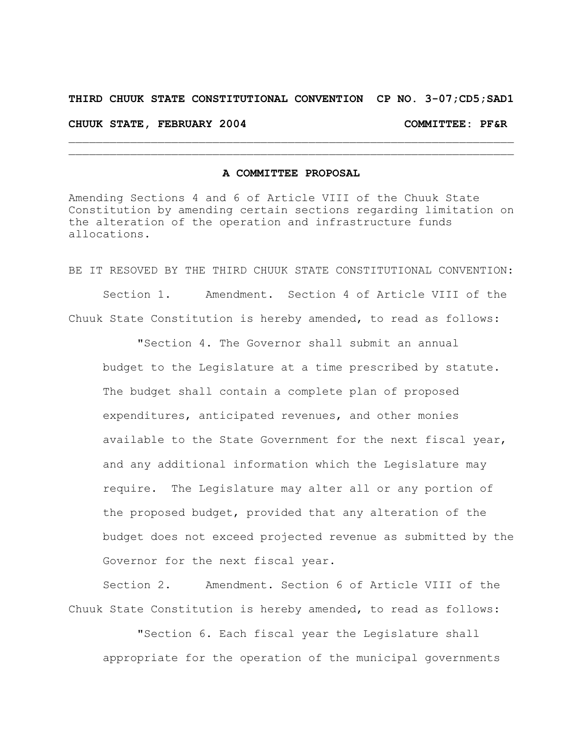**THIRD CHUUK STATE CONSTITUTIONAL CONVENTION CP NO. 3-07;CD5;SAD1**

**CHUUK STATE, FEBRUARY 2004 COMMITTEE: PF&R**

---

## A COMMITTEE PROPOSAL

Amending Sections 4 and 6 of Article VIII of the Chuuk State Constitution by amending certain sections regarding limitation on the alteration of the operation and infrastructure funds allocations.

BE IT RESOVED BY THE THIRD CHUUK STATE CONSTITUTIONAL CONVENTION:

Section 1. Amendment. Section 4 of Article VIII of the Chuuk State Constitution is hereby amended, to read as follows:

> "Section 4. The Governor shall submit an annual budget to the Legislature at a time prescribed by statute. The budget shall contain a complete plan of proposed expenditures, anticipated revenues, and other monies available to the State Government for the next fiscal year, and any additional information which the Legislature may require. The Legislature may alter all or any portion of the proposed budget, provided that any alteration of the budget does not exceed projected revenue as submitted by the Governor for the next fiscal year.

Section 2. Amendment. Section 6 of Article VIII of the Chuuk State Constitution is hereby amended, to read as follows:

> "Section 6. Each fiscal year the Legislature shall appropriate for the operation of the municipal governments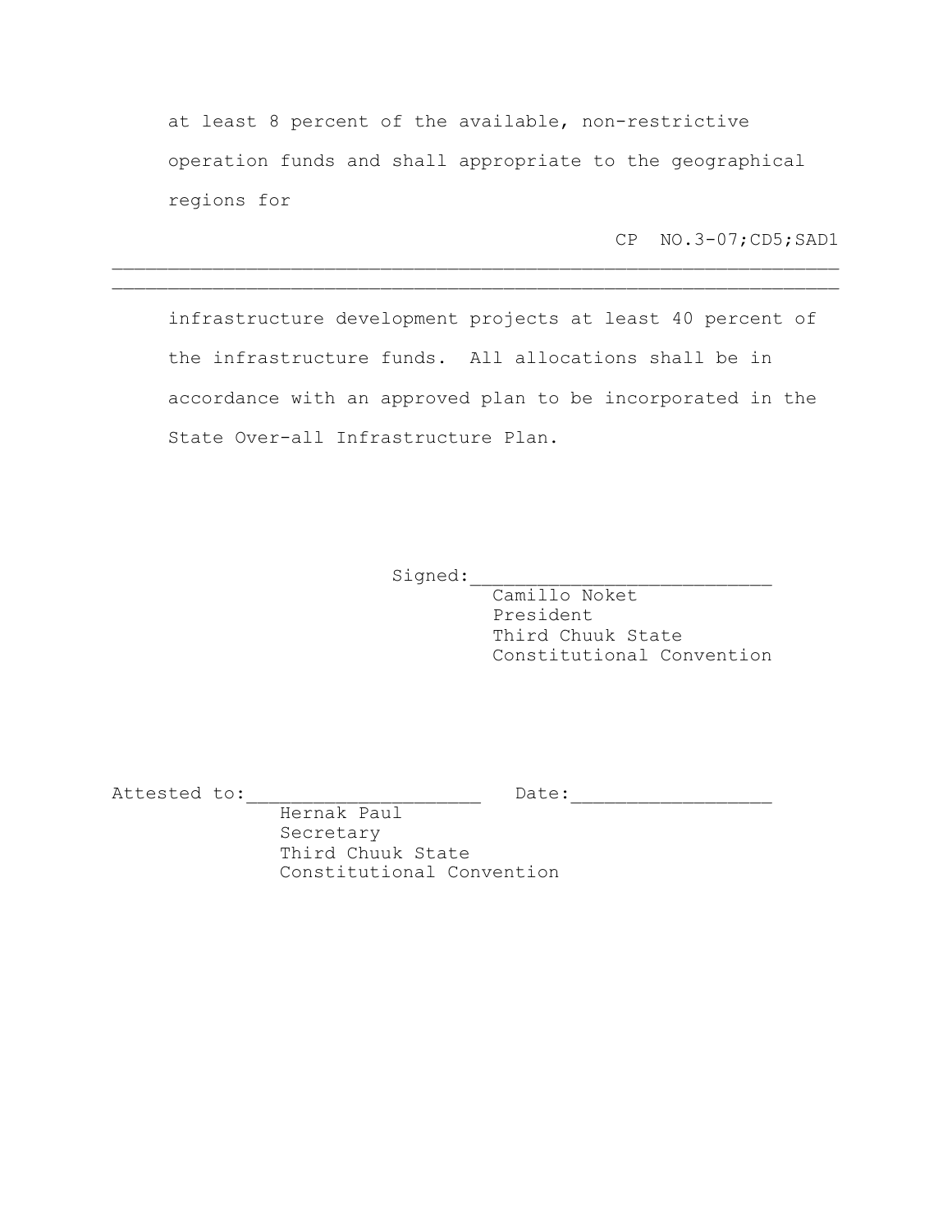at least 8 percent of the available, non-restrictive operation funds and shall appropriate to the geographical regions for infrastructure development projects at least 40 percent of the infrastructure funds. All allocations shall be in accordance with an approved plan to be incorporated in the State Over-all Infrastructure Plan.

Signed:\_\_\_\_\_\_\_\_\_\_\_\_\_\_\_\_\_\_\_\_\_\_\_\_\_\_
Camillo Noket
President
Third Chuuk State
Constitutional Convention

Attested to:\_\_\_\_\_\_\_\_\_\_\_\_\_\_\_\_\_\_\_\_ Date:\_\_\_\_\_\_\_\_\_\_\_\_\_\_\_\_\_\_
Hernak Paul
Secretary
Third Chuuk State
Constitutional Convention